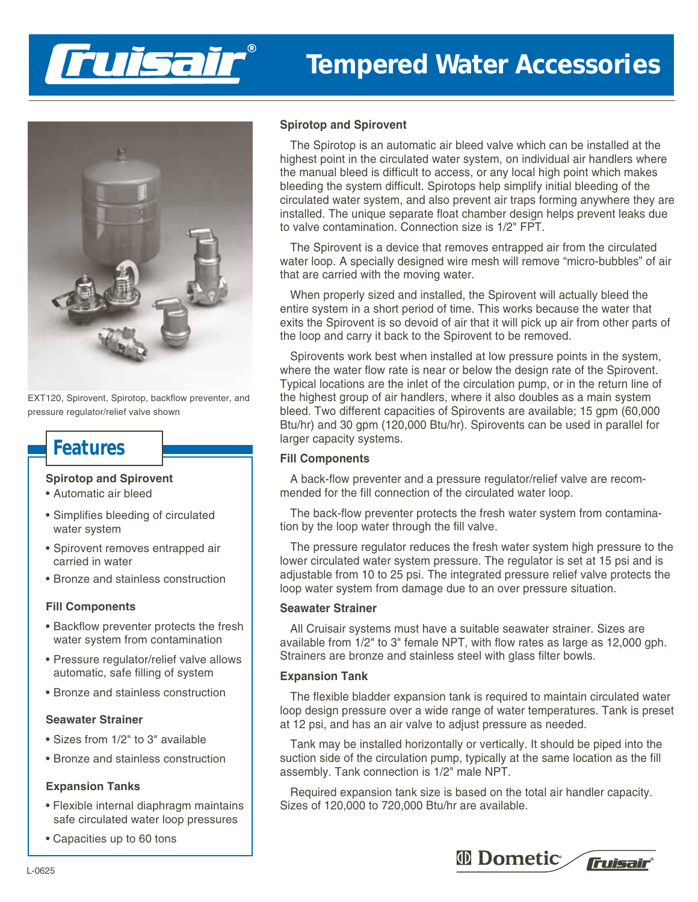# Cruisair® Tempered Water Accessories

EXT120, Spirovent, Spirotop, backflow preventer, and pressure regulator/relief valve shown

## Features

### Spirotop and Spirovent

- Automatic air bleed
- Simplifies bleeding of circulated water system
- Spirovent removes entrapped air carried in water
- Bronze and stainless construction

### Fill Components

- Backflow preventer protects the fresh water system from contamination
- Pressure regulator/relief valve allows automatic, safe filling of system
- Bronze and stainless construction

### Seawater Strainer

- Sizes from 1/2" to 3" available
- Bronze and stainless construction

### Expansion Tanks

- Flexible internal diaphragm maintains safe circulated water loop pressures
- Capacities up to 60 tons

## Spirotop and Spirovent

The Spirotop is an automatic air bleed valve which can be installed at the highest point in the circulated water system, on individual air handlers where the manual bleed is difficult to access, or any local high point which makes bleeding the system difficult. Spirotops help simplify initial bleeding of the circulated water system, and also prevent air traps forming anywhere they are installed. The unique separate float chamber design helps prevent leaks due to valve contamination. Connection size is 1/2" FPT.

The Spirovent is a device that removes entrapped air from the circulated water loop. A specially designed wire mesh will remove "micro-bubbles" of air that are carried with the moving water.

When properly sized and installed, the Spirovent will actually bleed the entire system in a short period of time. This works because the water that exits the Spirovent is so devoid of air that it will pick up air from other parts of the loop and carry it back to the Spirovent to be removed.

Spirovents work best when installed at low pressure points in the system, where the water flow rate is near or below the design rate of the Spirovent. Typical locations are the inlet of the circulation pump, or in the return line of the highest group of air handlers, where it also doubles as a main system bleed. Two different capacities of Spirovents are available; 15 gpm (60,000 Btu/hr) and 30 gpm (120,000 Btu/hr). Spirovents can be used in parallel for larger capacity systems.

## Fill Components

A back-flow preventer and a pressure regulator/relief valve are recommended for the fill connection of the circulated water loop.

The back-flow preventer protects the fresh water system from contamination by the loop water through the fill valve.

The pressure regulator reduces the fresh water system high pressure to the lower circulated water system pressure. The regulator is set at 15 psi and is adjustable from 10 to 25 psi. The integrated pressure relief valve protects the loop water system from damage due to an over pressure situation.

## Seawater Strainer

All Cruisair systems must have a suitable seawater strainer. Sizes are available from 1/2" to 3" female NPT, with flow rates as large as 12,000 gph. Strainers are bronze and stainless steel with glass filter bowls.

## Expansion Tank

The flexible bladder expansion tank is required to maintain circulated water loop design pressure over a wide range of water temperatures. Tank is preset at 12 psi, and has an air valve to adjust pressure as needed.

Tank may be installed horizontally or vertically. It should be piped into the suction side of the circulation pump, typically at the same location as the fill assembly. Tank connection is 1/2" male NPT.

Required expansion tank size is based on the total air handler capacity. Sizes of 120,000 to 720,000 Btu/hr are available.

L-0625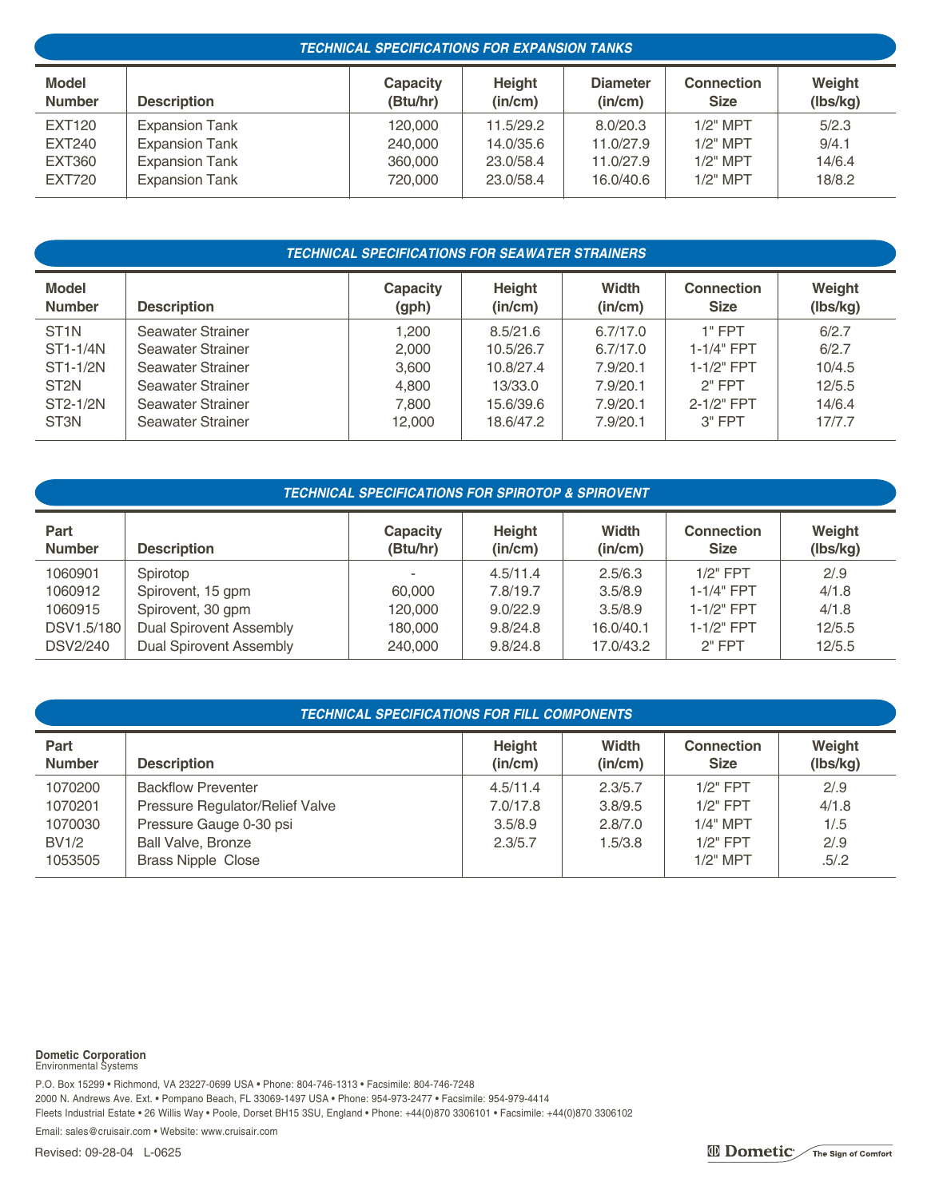## TECHNICAL SPECIFICATIONS FOR EXPANSION TANKS

| Model Number | Description | Capacity (Btu/hr) | Height (in/cm) | Diameter (in/cm) | Connection Size | Weight (lbs/kg) |
|---|---|---|---|---|---|---|
| EXT120 | Expansion Tank | 120,000 | 11.5/29.2 | 8.0/20.3 | 1/2" MPT | 5/2.3 |
| EXT240 | Expansion Tank | 240,000 | 14.0/35.6 | 11.0/27.9 | 1/2" MPT | 9/4.1 |
| EXT360 | Expansion Tank | 360,000 | 23.0/58.4 | 11.0/27.9 | 1/2" MPT | 14/6.4 |
| EXT720 | Expansion Tank | 720,000 | 23.0/58.4 | 16.0/40.6 | 1/2" MPT | 18/8.2 |

## TECHNICAL SPECIFICATIONS FOR SEAWATER STRAINERS

| Model Number | Description | Capacity (gph) | Height (in/cm) | Width (in/cm) | Connection Size | Weight (lbs/kg) |
|---|---|---|---|---|---|---|
| ST1N | Seawater Strainer | 1,200 | 8.5/21.6 | 6.7/17.0 | 1" FPT | 6/2.7 |
| ST1-1/4N | Seawater Strainer | 2,000 | 10.5/26.7 | 6.7/17.0 | 1-1/4" FPT | 6/2.7 |
| ST1-1/2N | Seawater Strainer | 3,600 | 10.8/27.4 | 7.9/20.1 | 1-1/2" FPT | 10/4.5 |
| ST2N | Seawater Strainer | 4,800 | 13/33.0 | 7.9/20.1 | 2" FPT | 12/5.5 |
| ST2-1/2N | Seawater Strainer | 7,800 | 15.6/39.6 | 7.9/20.1 | 2-1/2" FPT | 14/6.4 |
| ST3N | Seawater Strainer | 12,000 | 18.6/47.2 | 7.9/20.1 | 3" FPT | 17/7.7 |

## TECHNICAL SPECIFICATIONS FOR SPIROTOP & SPIROVENT

| Part Number | Description | Capacity (Btu/hr) | Height (in/cm) | Width (in/cm) | Connection Size | Weight (lbs/kg) |
|---|---|---|---|---|---|---|
| 1060901 | Spirotop | - | 4.5/11.4 | 2.5/6.3 | 1/2" FPT | 2/.9 |
| 1060912 | Spirovent, 15 gpm | 60,000 | 7.8/19.7 | 3.5/8.9 | 1-1/4" FPT | 4/1.8 |
| 1060915 | Spirovent, 30 gpm | 120,000 | 9.0/22.9 | 3.5/8.9 | 1-1/2" FPT | 4/1.8 |
| DSV1.5/180 | Dual Spirovent Assembly | 180,000 | 9.8/24.8 | 16.0/40.1 | 1-1/2" FPT | 12/5.5 |
| DSV2/240 | Dual Spirovent Assembly | 240,000 | 9.8/24.8 | 17.0/43.2 | 2" FPT | 12/5.5 |

## TECHNICAL SPECIFICATIONS FOR FILL COMPONENTS

| Part Number | Description | Height (in/cm) | Width (in/cm) | Connection Size | Weight (lbs/kg) |
|---|---|---|---|---|---|
| 1070200 | Backflow Preventer | 4.5/11.4 | 2.3/5.7 | 1/2" FPT | 2/.9 |
| 1070201 | Pressure Regulator/Relief Valve | 7.0/17.8 | 3.8/9.5 | 1/2" FPT | 4/1.8 |
| 1070030 | Pressure Gauge 0-30 psi | 3.5/8.9 | 2.8/7.0 | 1/4" MPT | 1/.5 |
| BV1/2 | Ball Valve, Bronze | 2.3/5.7 | 1.5/3.8 | 1/2" FPT | 2/.9 |
| 1053505 | Brass Nipple Close | | | 1/2" MPT | .5/.2 |

**Dometic Corporation**
Environmental Systems

P.O. Box 15299 • Richmond, VA 23227-0699 USA • Phone: 804-746-1313 • Facsimile: 804-746-7248
2000 N. Andrews Ave. Ext. • Pompano Beach, FL 33069-1497 USA • Phone: 954-973-2477 • Facsimile: 954-979-4414
Fleets Industrial Estate • 26 Willis Way • Poole, Dorset BH15 3SU, England • Phone: +44(0)870 3306101 • Facsimile: +44(0)870 3306102

Email: sales@cruisair.com • Website: www.cruisair.com

Revised: 09-28-04 L-0625

Dometic — The Sign of Comfort